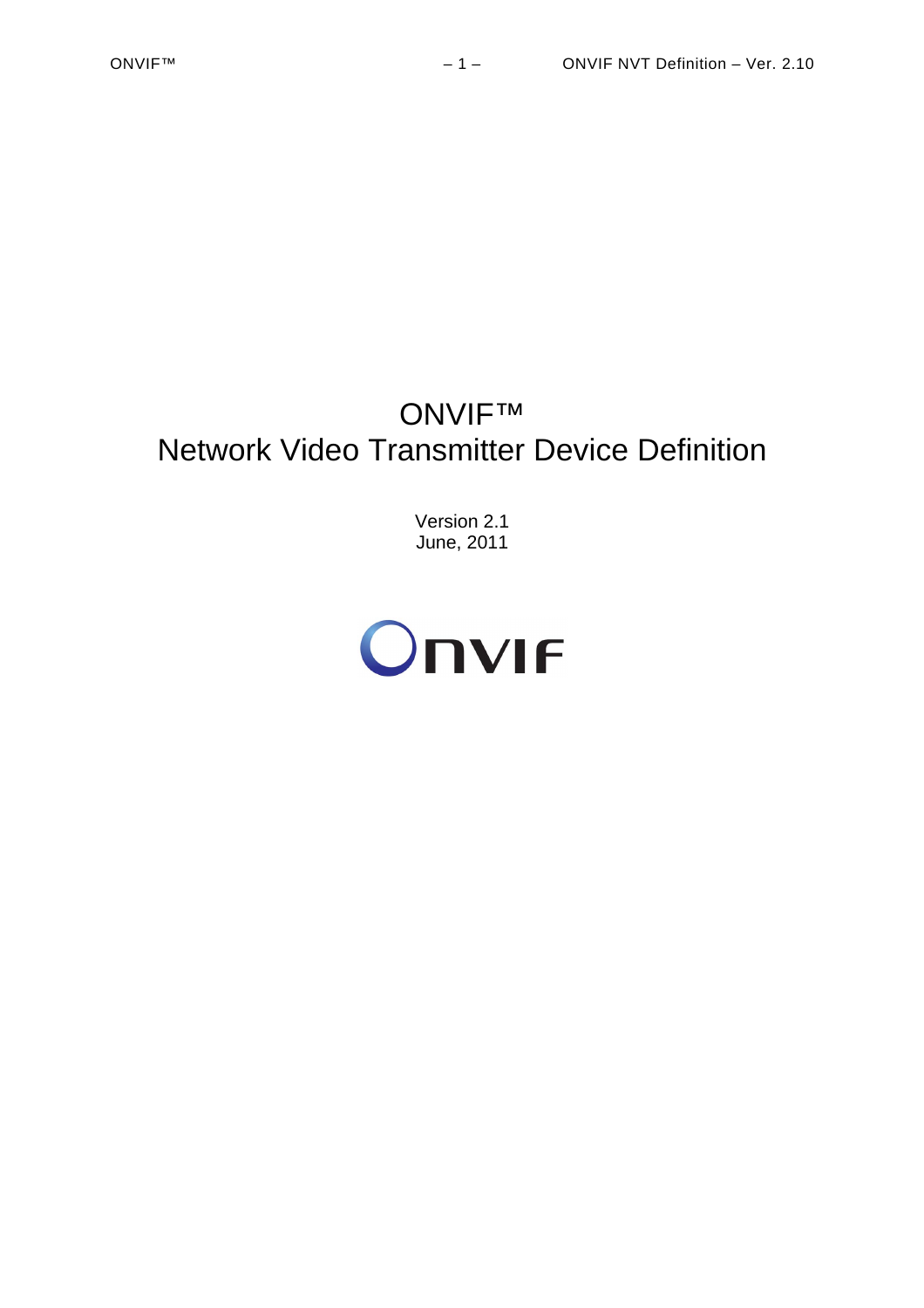# ONVIF™
# Network Video Transmitter Device Definition

Version 2.1
June, 2011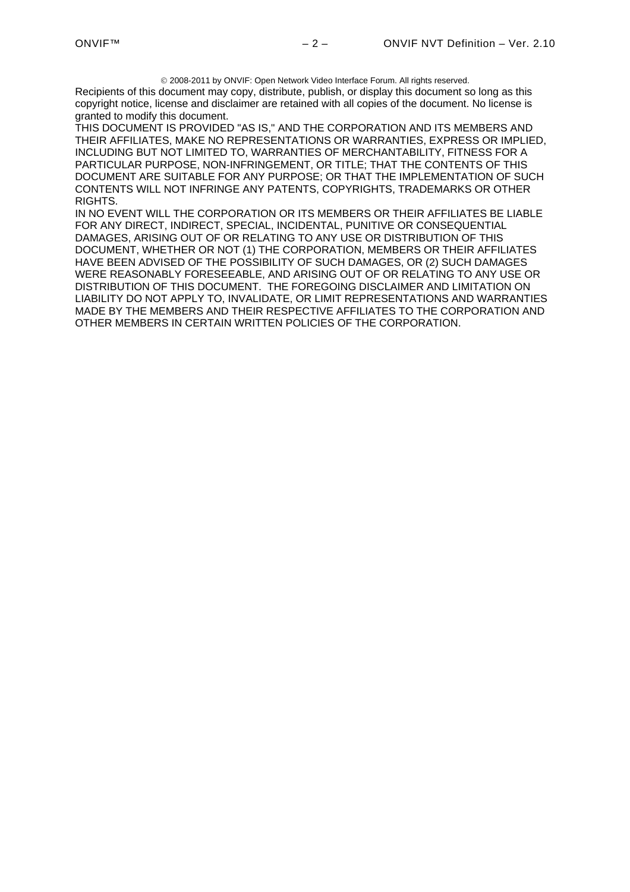© 2008-2011 by ONVIF: Open Network Video Interface Forum. All rights reserved.

Recipients of this document may copy, distribute, publish, or display this document so long as this copyright notice, license and disclaimer are retained with all copies of the document. No license is granted to modify this document.

THIS DOCUMENT IS PROVIDED "AS IS," AND THE CORPORATION AND ITS MEMBERS AND THEIR AFFILIATES, MAKE NO REPRESENTATIONS OR WARRANTIES, EXPRESS OR IMPLIED, INCLUDING BUT NOT LIMITED TO, WARRANTIES OF MERCHANTABILITY, FITNESS FOR A PARTICULAR PURPOSE, NON-INFRINGEMENT, OR TITLE; THAT THE CONTENTS OF THIS DOCUMENT ARE SUITABLE FOR ANY PURPOSE; OR THAT THE IMPLEMENTATION OF SUCH CONTENTS WILL NOT INFRINGE ANY PATENTS, COPYRIGHTS, TRADEMARKS OR OTHER RIGHTS.

IN NO EVENT WILL THE CORPORATION OR ITS MEMBERS OR THEIR AFFILIATES BE LIABLE FOR ANY DIRECT, INDIRECT, SPECIAL, INCIDENTAL, PUNITIVE OR CONSEQUENTIAL DAMAGES, ARISING OUT OF OR RELATING TO ANY USE OR DISTRIBUTION OF THIS DOCUMENT, WHETHER OR NOT (1) THE CORPORATION, MEMBERS OR THEIR AFFILIATES HAVE BEEN ADVISED OF THE POSSIBILITY OF SUCH DAMAGES, OR (2) SUCH DAMAGES WERE REASONABLY FORESEEABLE, AND ARISING OUT OF OR RELATING TO ANY USE OR DISTRIBUTION OF THIS DOCUMENT. THE FOREGOING DISCLAIMER AND LIMITATION ON LIABILITY DO NOT APPLY TO, INVALIDATE, OR LIMIT REPRESENTATIONS AND WARRANTIES MADE BY THE MEMBERS AND THEIR RESPECTIVE AFFILIATES TO THE CORPORATION AND OTHER MEMBERS IN CERTAIN WRITTEN POLICIES OF THE CORPORATION.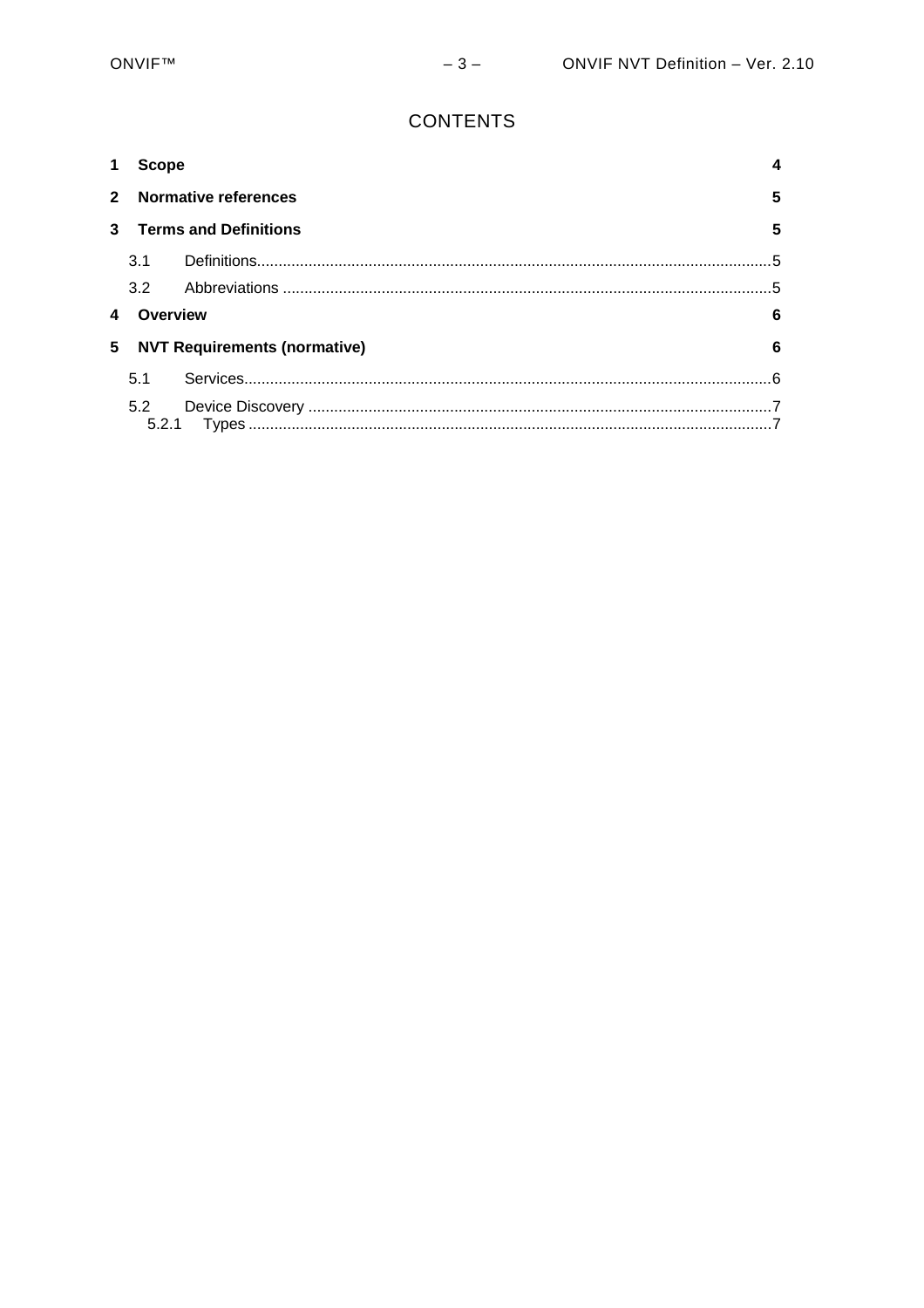# CONTENTS

**1 Scope** **4**

**2 Normative references** **5**

**3 Terms and Definitions** **5**

- 3.1 Definitions 5
- 3.2 Abbreviations 5

**4 Overview** **6**

**5 NVT Requirements (normative)** **6**

- 5.1 Services 6
- 5.2 Device Discovery 7
  - 5.2.1 Types 7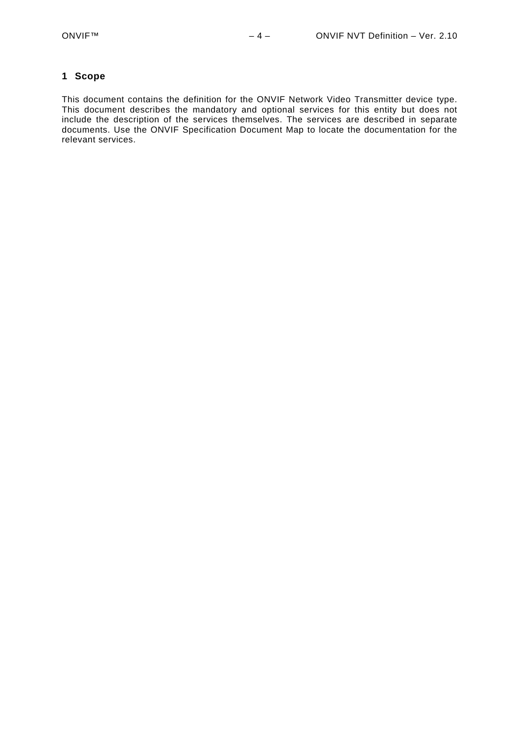# 1 Scope

This document contains the definition for the ONVIF Network Video Transmitter device type. This document describes the mandatory and optional services for this entity but does not include the description of the services themselves. The services are described in separate documents. Use the ONVIF Specification Document Map to locate the documentation for the relevant services.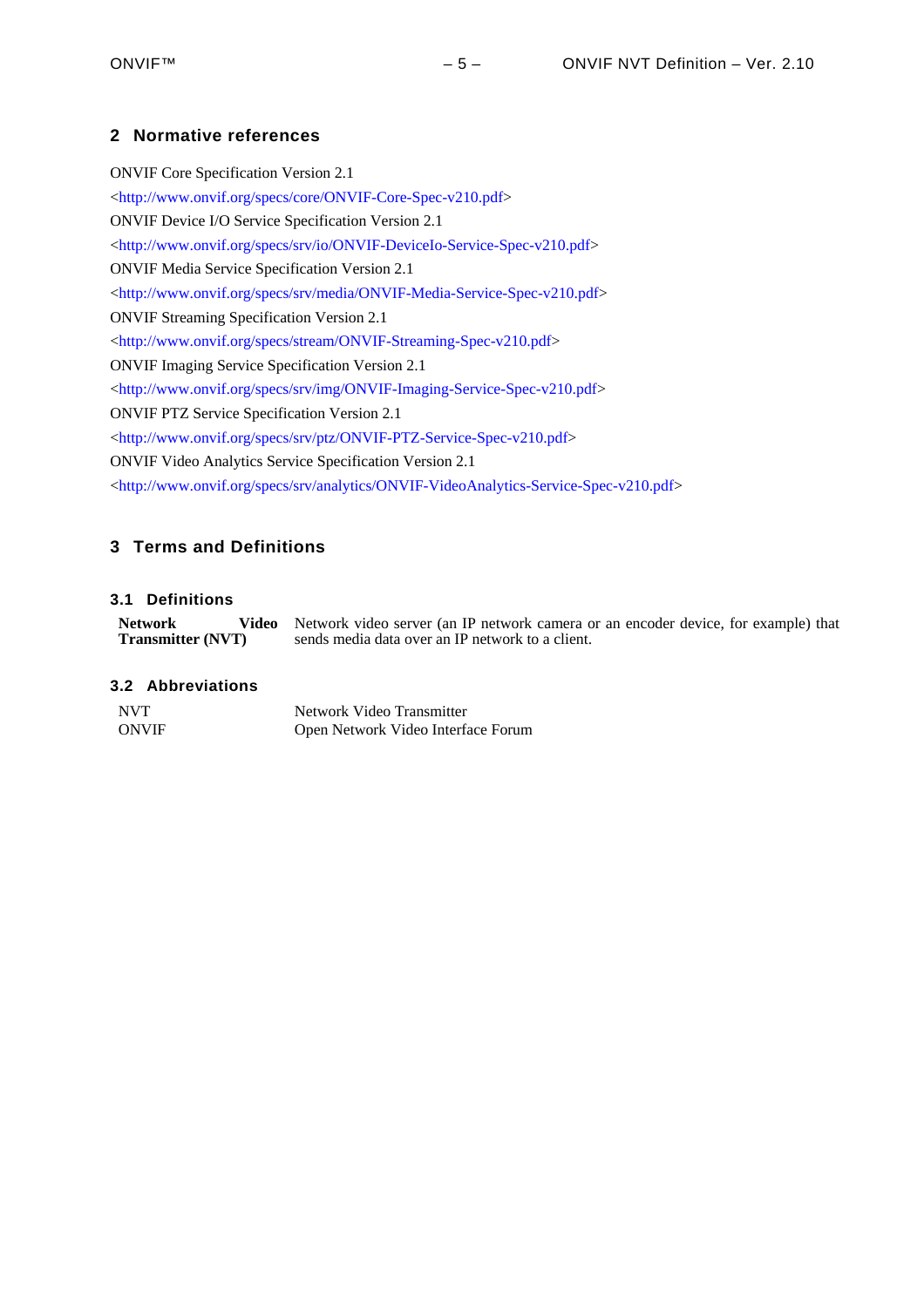## 2 Normative references

ONVIF Core Specification Version 2.1
<http://www.onvif.org/specs/core/ONVIF-Core-Spec-v210.pdf>

ONVIF Device I/O Service Specification Version 2.1
<http://www.onvif.org/specs/srv/io/ONVIF-DeviceIo-Service-Spec-v210.pdf>

ONVIF Media Service Specification Version 2.1
<http://www.onvif.org/specs/srv/media/ONVIF-Media-Service-Spec-v210.pdf>

ONVIF Streaming Specification Version 2.1
<http://www.onvif.org/specs/stream/ONVIF-Streaming-Spec-v210.pdf>

ONVIF Imaging Service Specification Version 2.1
<http://www.onvif.org/specs/srv/img/ONVIF-Imaging-Service-Spec-v210.pdf>

ONVIF PTZ Service Specification Version 2.1
<http://www.onvif.org/specs/srv/ptz/ONVIF-PTZ-Service-Spec-v210.pdf>

ONVIF Video Analytics Service Specification Version 2.1
<http://www.onvif.org/specs/srv/analytics/ONVIF-VideoAnalytics-Service-Spec-v210.pdf>

## 3 Terms and Definitions

### 3.1 Definitions

| | |
|---|---|
| **Network Video Transmitter (NVT)** | Network video server (an IP network camera or an encoder device, for example) that sends media data over an IP network to a client. |

### 3.2 Abbreviations

| | |
|---|---|
| NVT | Network Video Transmitter |
| ONVIF | Open Network Video Interface Forum |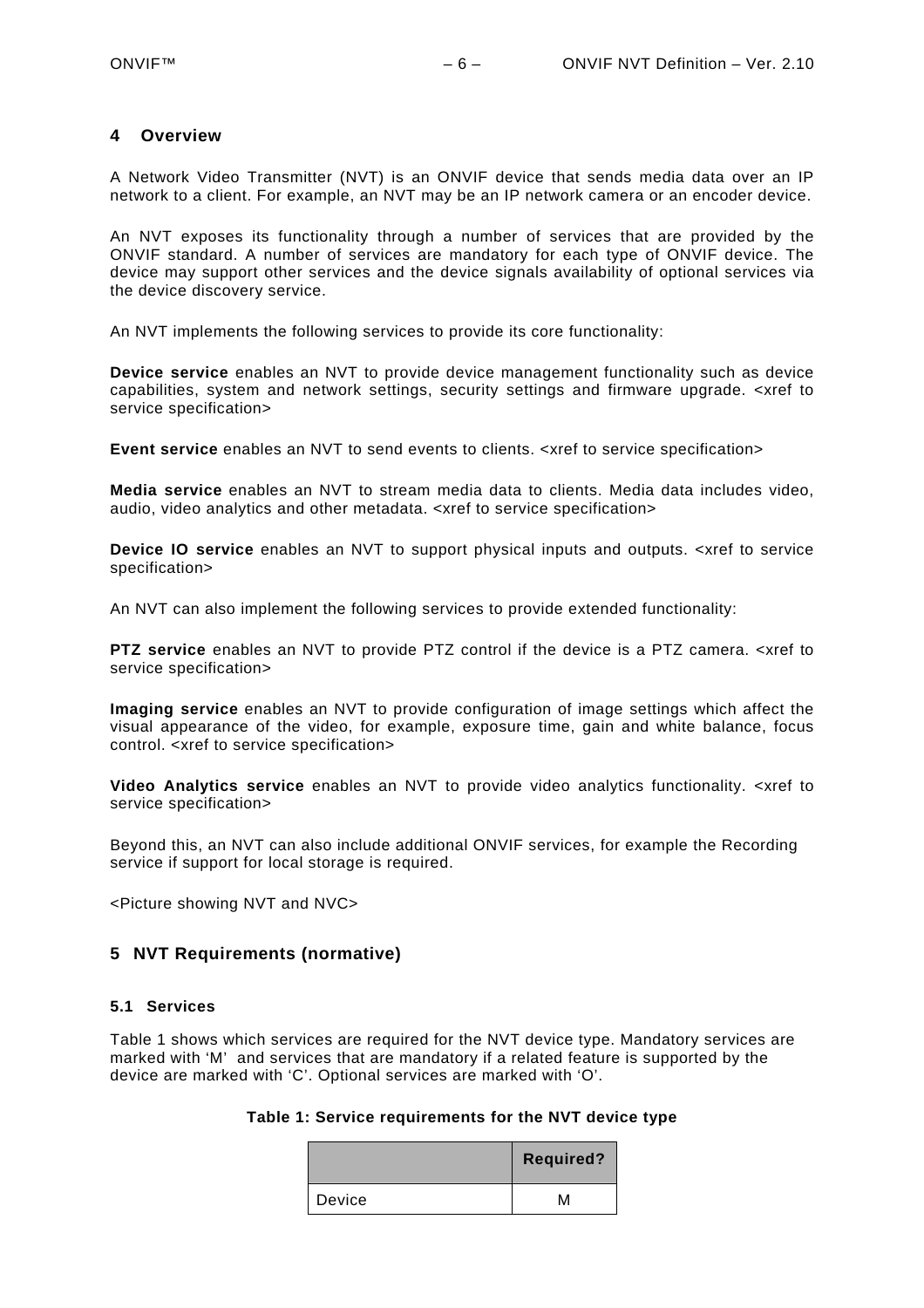# 4 Overview

A Network Video Transmitter (NVT) is an ONVIF device that sends media data over an IP network to a client. For example, an NVT may be an IP network camera or an encoder device.

An NVT exposes its functionality through a number of services that are provided by the ONVIF standard. A number of services are mandatory for each type of ONVIF device. The device may support other services and the device signals availability of optional services via the device discovery service.

An NVT implements the following services to provide its core functionality:

**Device service** enables an NVT to provide device management functionality such as device capabilities, system and network settings, security settings and firmware upgrade. <xref to service specification>

**Event service** enables an NVT to send events to clients. <xref to service specification>

**Media service** enables an NVT to stream media data to clients. Media data includes video, audio, video analytics and other metadata. <xref to service specification>

**Device IO service** enables an NVT to support physical inputs and outputs. <xref to service specification>

An NVT can also implement the following services to provide extended functionality:

**PTZ service** enables an NVT to provide PTZ control if the device is a PTZ camera. <xref to service specification>

**Imaging service** enables an NVT to provide configuration of image settings which affect the visual appearance of the video, for example, exposure time, gain and white balance, focus control. <xref to service specification>

**Video Analytics service** enables an NVT to provide video analytics functionality. <xref to service specification>

Beyond this, an NVT can also include additional ONVIF services, for example the Recording service if support for local storage is required.

<Picture showing NVT and NVC>

# 5 NVT Requirements (normative)

## 5.1 Services

Table 1 shows which services are required for the NVT device type. Mandatory services are marked with 'M' and services that are mandatory if a related feature is supported by the device are marked with 'C'. Optional services are marked with 'O'.

**Table 1: Service requirements for the NVT device type**

| | Required? |
|---|---|
| Device | M |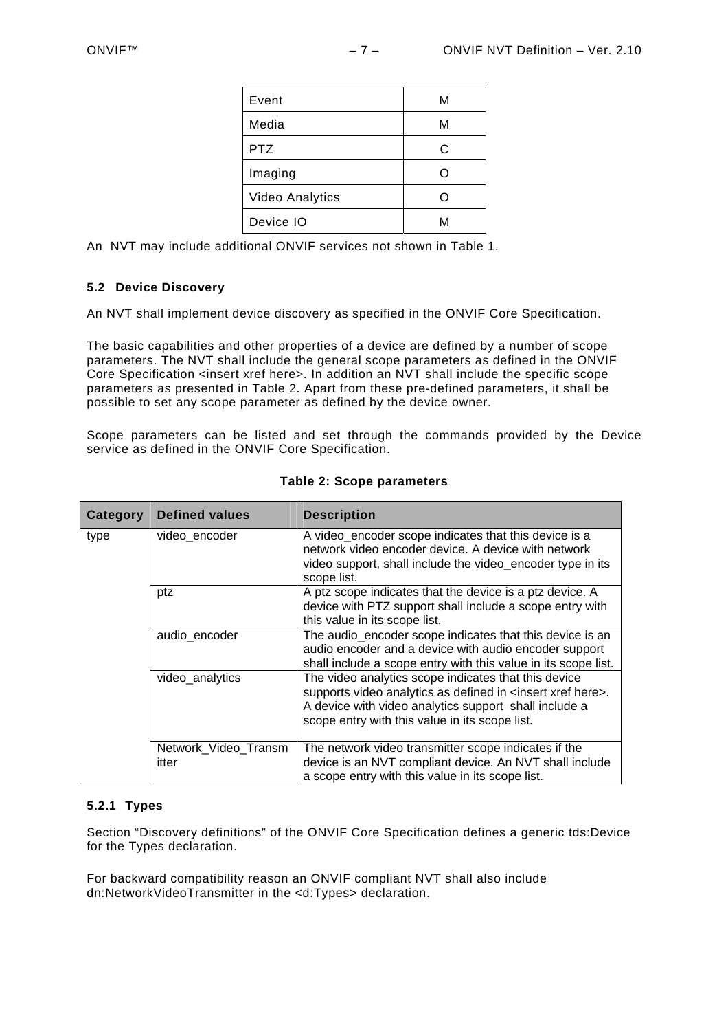| | |
|---|---|
| Event | M |
| Media | M |
| PTZ | C |
| Imaging | O |
| Video Analytics | O |
| Device IO | M |

An NVT may include additional ONVIF services not shown in Table 1.

## 5.2 Device Discovery

An NVT shall implement device discovery as specified in the ONVIF Core Specification.

The basic capabilities and other properties of a device are defined by a number of scope parameters. The NVT shall include the general scope parameters as defined in the ONVIF Core Specification <insert xref here>. In addition an NVT shall include the specific scope parameters as presented in Table 2. Apart from these pre-defined parameters, it shall be possible to set any scope parameter as defined by the device owner.

Scope parameters can be listed and set through the commands provided by the Device service as defined in the ONVIF Core Specification.

**Table 2: Scope parameters**

| Category | Defined values | Description |
|---|---|---|
| type | video_encoder | A video_encoder scope indicates that this device is a network video encoder device. A device with network video support, shall include the video_encoder type in its scope list. |
| | ptz | A ptz scope indicates that the device is a ptz device. A device with PTZ support shall include a scope entry with this value in its scope list. |
| | audio_encoder | The audio_encoder scope indicates that this device is an audio encoder and a device with audio encoder support shall include a scope entry with this value in its scope list. |
| | video_analytics | The video analytics scope indicates that this device supports video analytics as defined in <insert xref here>. A device with video analytics support shall include a scope entry with this value in its scope list. |
| | Network_Video_Transmitter | The network video transmitter scope indicates if the device is an NVT compliant device. An NVT shall include a scope entry with this value in its scope list. |

### 5.2.1 Types

Section "Discovery definitions" of the ONVIF Core Specification defines a generic tds:Device for the Types declaration.

For backward compatibility reason an ONVIF compliant NVT shall also include dn:NetworkVideoTransmitter in the <d:Types> declaration.